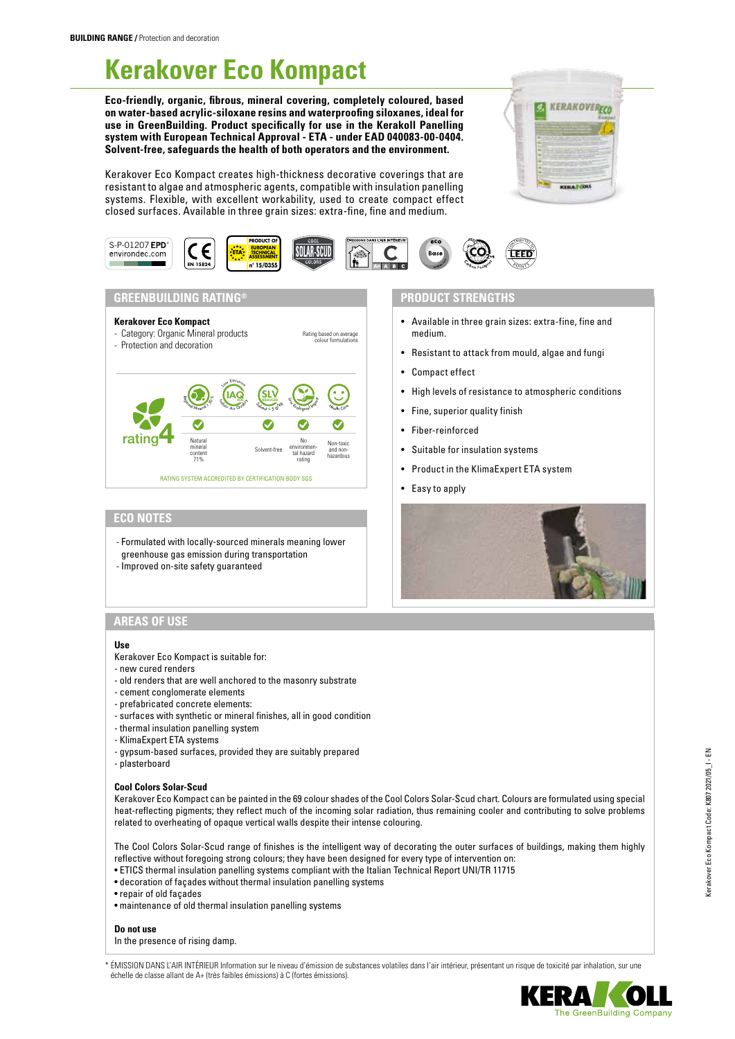**BUILDING RANGE /** Protection and decoration

# Kerakover Eco Kompact

**Eco-friendly, organic, fibrous, mineral covering, completely coloured, based on water-based acrylic-siloxane resins and waterproofing siloxanes, ideal for use in GreenBuilding. Product specifically for use in the Kerakoll Panelling system with European Technical Approval - ETA - under EAD 040083-00-0404. Solvent-free, safeguards the health of both operators and the environment.**

Kerakover Eco Kompact creates high-thickness decorative coverings that are resistant to algae and atmospheric agents, compatible with insulation panelling systems. Flexible, with excellent workability, used to create compact effect closed surfaces. Available in three grain sizes: extra-fine, fine and medium.

S-P-01207 **EPD**® environdec.com | CE EN 15824 | PRODUCT OF EUROPEAN TECHNICAL ASSESSMENT n° 15/0355 | COOL SOLAR-SCUD COLORS | ÉMISSIONS DANS L'AIR INTÉRIEUR* C | eco Base | CO₂ | LEED

## GREENBUILDING RATING®

**Kerakover Eco Kompact**
- Category: Organic Mineral products
- Protection and decoration

Rating based on average colour formulations

rating 4

| Regional Mineral | Low Emission IAQ VOC Indoor Air Quality | Low Emission SLV Solvent | Eco Ecological Impact | Health Care |
|---|---|---|---|---|
| ✔ | | ✔ | ✔ | ✔ |
| Natural mineral content 71% | | Solvent-free | No environmental hazard rating | Non-toxic and non-hazardous |

RATING SYSTEM ACCREDITED BY CERTIFICATION BODY SGS

## ECO NOTES

- Formulated with locally-sourced minerals meaning lower greenhouse gas emission during transportation
- Improved on-site safety guaranteed

## PRODUCT STRENGTHS

- Available in three grain sizes: extra-fine, fine and medium.
- Resistant to attack from mould, algae and fungi
- Compact effect
- High levels of resistance to atmospheric conditions
- Fine, superior quality finish
- Fiber-reinforced
- Suitable for insulation systems
- Product in the KlimaExpert ETA system
- Easy to apply

## AREAS OF USE

**Use**

Kerakover Eco Kompact is suitable for:
- new cured renders
- old renders that are well anchored to the masonry substrate
- cement conglomerate elements
- prefabricated concrete elements:
- surfaces with synthetic or mineral finishes, all in good condition
- thermal insulation panelling system
- KlimaExpert ETA systems
- gypsum-based surfaces, provided they are suitably prepared
- plasterboard

**Cool Colors Solar-Scud**

Kerakover Eco Kompact can be painted in the 69 colour shades of the Cool Colors Solar-Scud chart. Colours are formulated using special heat-reflecting pigments; they reflect much of the incoming solar radiation, thus remaining cooler and contributing to solve problems related to overheating of opaque vertical walls despite their intense colouring.

The Cool Colors Solar-Scud range of finishes is the intelligent way of decorating the outer surfaces of buildings, making them highly reflective without foregoing strong colours; they have been designed for every type of intervention on:
- ETICS thermal insulation panelling systems compliant with the Italian Technical Report UNI/TR 11715
- decoration of façades without thermal insulation panelling systems
- repair of old façades
- maintenance of old thermal insulation panelling systems

**Do not use**

In the presence of rising damp.

\* ÉMISSION DANS L'AIR INTÉRIEUR Information sur le niveau d'émission de substances volatiles dans l'air intérieur, présentant un risque de toxicité par inhalation, sur une échelle de classe allant de A+ (très faibles émissions) à C (fortes émissions).

Kerakover Eco Kompact Code: K807 2021/05_I - EN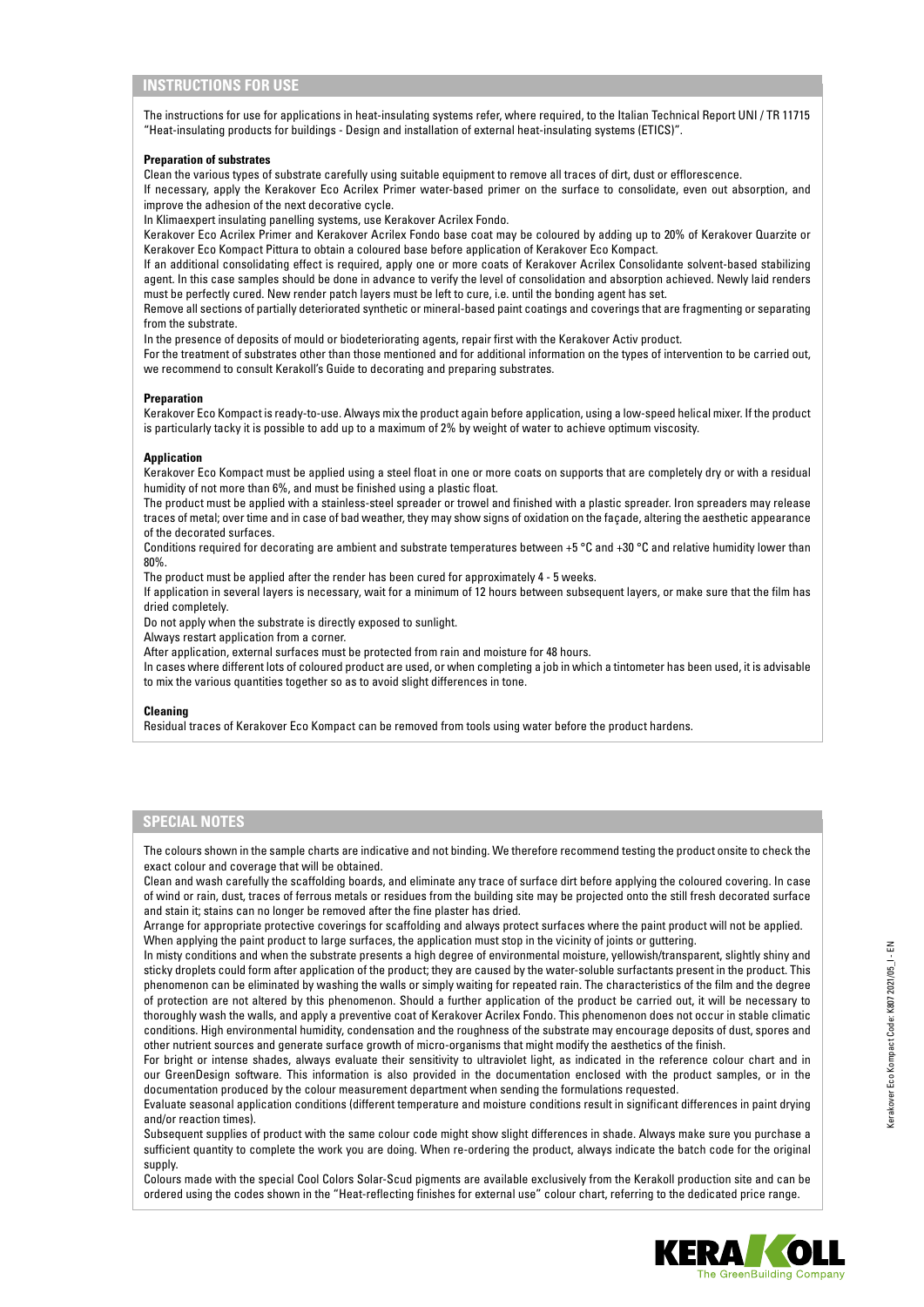## INSTRUCTIONS FOR USE

The instructions for use for applications in heat-insulating systems refer, where required, to the Italian Technical Report UNI / TR 11715 "Heat-insulating products for buildings - Design and installation of external heat-insulating systems (ETICS)".

**Preparation of substrates**

Clean the various types of substrate carefully using suitable equipment to remove all traces of dirt, dust or efflorescence.

If necessary, apply the Kerakover Eco Acrilex Primer water-based primer on the surface to consolidate, even out absorption, and improve the adhesion of the next decorative cycle.

In Klimaexpert insulating panelling systems, use Kerakover Acrilex Fondo.

Kerakover Eco Acrilex Primer and Kerakover Acrilex Fondo base coat may be coloured by adding up to 20% of Kerakover Quarzite or Kerakover Eco Kompact Pittura to obtain a coloured base before application of Kerakover Eco Kompact.

If an additional consolidating effect is required, apply one or more coats of Kerakover Acrilex Consolidante solvent-based stabilizing agent. In this case samples should be done in advance to verify the level of consolidation and absorption achieved. Newly laid renders must be perfectly cured. New render patch layers must be left to cure, i.e. until the bonding agent has set.

Remove all sections of partially deteriorated synthetic or mineral-based paint coatings and coverings that are fragmenting or separating from the substrate.

In the presence of deposits of mould or biodeteriorating agents, repair first with the Kerakover Activ product.

For the treatment of substrates other than those mentioned and for additional information on the types of intervention to be carried out, we recommend to consult Kerakoll's Guide to decorating and preparing substrates.

**Preparation**

Kerakover Eco Kompact is ready-to-use. Always mix the product again before application, using a low-speed helical mixer. If the product is particularly tacky it is possible to add up to a maximum of 2% by weight of water to achieve optimum viscosity.

**Application**

Kerakover Eco Kompact must be applied using a steel float in one or more coats on supports that are completely dry or with a residual humidity of not more than 6%, and must be finished using a plastic float.

The product must be applied with a stainless-steel spreader or trowel and finished with a plastic spreader. Iron spreaders may release traces of metal; over time and in case of bad weather, they may show signs of oxidation on the façade, altering the aesthetic appearance of the decorated surfaces.

Conditions required for decorating are ambient and substrate temperatures between +5 °C and +30 °C and relative humidity lower than 80%.

The product must be applied after the render has been cured for approximately 4 - 5 weeks.

If application in several layers is necessary, wait for a minimum of 12 hours between subsequent layers, or make sure that the film has dried completely.

Do not apply when the substrate is directly exposed to sunlight.

Always restart application from a corner.

After application, external surfaces must be protected from rain and moisture for 48 hours.

In cases where different lots of coloured product are used, or when completing a job in which a tintometer has been used, it is advisable to mix the various quantities together so as to avoid slight differences in tone.

**Cleaning**

Residual traces of Kerakover Eco Kompact can be removed from tools using water before the product hardens.

## SPECIAL NOTES

The colours shown in the sample charts are indicative and not binding. We therefore recommend testing the product onsite to check the exact colour and coverage that will be obtained.

Clean and wash carefully the scaffolding boards, and eliminate any trace of surface dirt before applying the coloured covering. In case of wind or rain, dust, traces of ferrous metals or residues from the building site may be projected onto the still fresh decorated surface and stain it; stains can no longer be removed after the fine plaster has dried.

Arrange for appropriate protective coverings for scaffolding and always protect surfaces where the paint product will not be applied.

When applying the paint product to large surfaces, the application must stop in the vicinity of joints or guttering.

In misty conditions and when the substrate presents a high degree of environmental moisture, yellowish/transparent, slightly shiny and sticky droplets could form after application of the product; they are caused by the water-soluble surfactants present in the product. This phenomenon can be eliminated by washing the walls or simply waiting for repeated rain. The characteristics of the film and the degree of protection are not altered by this phenomenon. Should a further application of the product be carried out, it will be necessary to thoroughly wash the walls, and apply a preventive coat of Kerakover Acrilex Fondo. This phenomenon does not occur in stable climatic conditions. High environmental humidity, condensation and the roughness of the substrate may encourage deposits of dust, spores and other nutrient sources and generate surface growth of micro-organisms that might modify the aesthetics of the finish.

For bright or intense shades, always evaluate their sensitivity to ultraviolet light, as indicated in the reference colour chart and in our GreenDesign software. This information is also provided in the documentation enclosed with the product samples, or in the documentation produced by the colour measurement department when sending the formulations requested.

Evaluate seasonal application conditions (different temperature and moisture conditions result in significant differences in paint drying and/or reaction times).

Subsequent supplies of product with the same colour code might show slight differences in shade. Always make sure you purchase a sufficient quantity to complete the work you are doing. When re-ordering the product, always indicate the batch code for the original supply.

Colours made with the special Cool Colors Solar-Scud pigments are available exclusively from the Kerakoll production site and can be ordered using the codes shown in the "Heat-reflecting finishes for external use" colour chart, referring to the dedicated price range.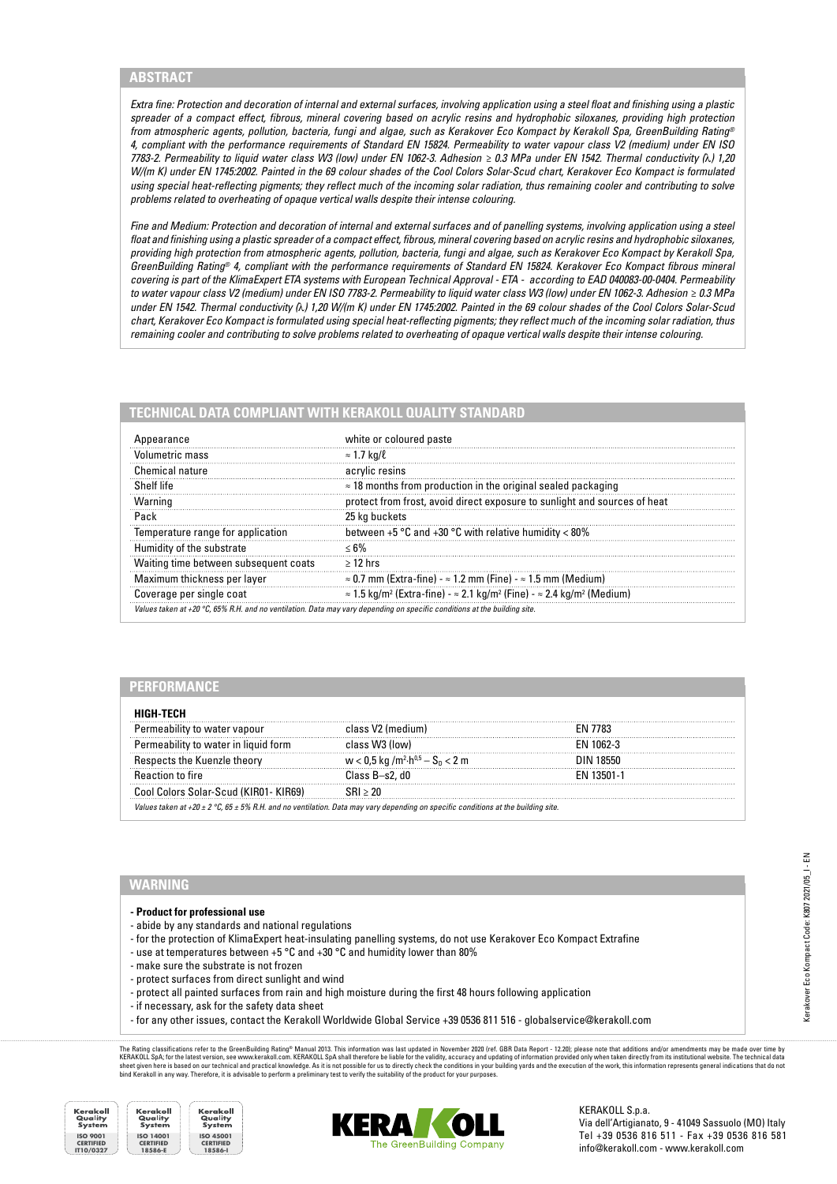## ABSTRACT

*Extra fine: Protection and decoration of internal and external surfaces, involving application using a steel float and finishing using a plastic spreader of a compact effect, fibrous, mineral covering based on acrylic resins and hydrophobic siloxanes, providing high protection from atmospheric agents, pollution, bacteria, fungi and algae, such as Kerakover Eco Kompact by Kerakoll Spa, GreenBuilding Rating® 4, compliant with the performance requirements of Standard EN 15824. Permeability to water vapour class V2 (medium) under EN ISO 7783-2. Permeability to liquid water class W3 (low) under EN 1062-3. Adhesion ≥ 0.3 MPa under EN 1542. Thermal conductivity (λ) 1,20 W/(m K) under EN 1745:2002. Painted in the 69 colour shades of the Cool Colors Solar-Scud chart, Kerakover Eco Kompact is formulated using special heat-reflecting pigments; they reflect much of the incoming solar radiation, thus remaining cooler and contributing to solve problems related to overheating of opaque vertical walls despite their intense colouring.*

*Fine and Medium: Protection and decoration of internal and external surfaces and of panelling systems, involving application using a steel float and finishing using a plastic spreader of a compact effect, fibrous, mineral covering based on acrylic resins and hydrophobic siloxanes, providing high protection from atmospheric agents, pollution, bacteria, fungi and algae, such as Kerakover Eco Kompact by Kerakoll Spa, GreenBuilding Rating® 4, compliant with the performance requirements of Standard EN 15824. Kerakover Eco Kompact fibrous mineral covering is part of the KlimaExpert ETA systems with European Technical Approval - ETA - according to EAD 040083-00-0404. Permeability to water vapour class V2 (medium) under EN ISO 7783-2. Permeability to liquid water class W3 (low) under EN 1062-3. Adhesion ≥ 0.3 MPa under EN 1542. Thermal conductivity (λ) 1,20 W/(m K) under EN 1745:2002. Painted in the 69 colour shades of the Cool Colors Solar-Scud chart, Kerakover Eco Kompact is formulated using special heat-reflecting pigments; they reflect much of the incoming solar radiation, thus remaining cooler and contributing to solve problems related to overheating of opaque vertical walls despite their intense colouring.*

## TECHNICAL DATA COMPLIANT WITH KERAKOLL QUALITY STANDARD

| | |
|---|---|
| Appearance | white or coloured paste |
| Volumetric mass | ≈ 1.7 kg/ℓ |
| Chemical nature | acrylic resins |
| Shelf life | ≈ 18 months from production in the original sealed packaging |
| Warning | protect from frost, avoid direct exposure to sunlight and sources of heat |
| Pack | 25 kg buckets |
| Temperature range for application | between +5 °C and +30 °C with relative humidity < 80% |
| Humidity of the substrate | ≤ 6% |
| Waiting time between subsequent coats | ≥ 12 hrs |
| Maximum thickness per layer | ≈ 0.7 mm (Extra-fine) - ≈ 1.2 mm (Fine) - ≈ 1.5 mm (Medium) |
| Coverage per single coat | ≈ 1.5 kg/m² (Extra-fine) - ≈ 2.1 kg/m² (Fine) - ≈ 2.4 kg/m² (Medium) |

*Values taken at +20 °C, 65% R.H. and no ventilation. Data may vary depending on specific conditions at the building site.*

## PERFORMANCE

| HIGH-TECH | | |
|---|---|---|
| Permeability to water vapour | class V2 (medium) | EN 7783 |
| Permeability to water in liquid form | class W3 (low) | EN 1062-3 |
| Respects the Kuenzle theory | $w < 0,5$ kg /m²·h$^{0,5}$ – $S_D < 2$ m | DIN 18550 |
| Reaction to fire | Class B–s2, d0 | EN 13501-1 |
| Cool Colors Solar-Scud (KIR01- KIR69) | SRI ≥ 20 | |

*Values taken at +20 ± 2 °C, 65 ± 5% R.H. and no ventilation. Data may vary depending on specific conditions at the building site.*

## WARNING

- **Product for professional use**
- abide by any standards and national regulations
- for the protection of KlimaExpert heat-insulating panelling systems, do not use Kerakover Eco Kompact Extrafine
- use at temperatures between +5 °C and +30 °C and humidity lower than 80%
- make sure the substrate is not frozen
- protect surfaces from direct sunlight and wind
- protect all painted surfaces from rain and high moisture during the first 48 hours following application
- if necessary, ask for the safety data sheet
- for any other issues, contact the Kerakoll Worldwide Global Service +39 0536 811 516 - globalservice@kerakoll.com

The Rating classifications refer to the GreenBuilding Rating® Manual 2013. This information was last updated in November 2020 (ref. GBR Data Report - 12.20); please note that additions and/or amendments may be made over time by KERAKOLL SpA; for the latest version, see www.kerakoll.com. KERAKOLL SpA shall therefore be liable for the validity, accuracy and updating of information provided only when taken directly from its institutional website. The technical data sheet given here is based on our technical and practical knowledge. As it is not possible for us to directly check the conditions in your building yards and the execution of the work, this information represents general indications that do not bind Kerakoll in any way. Therefore, it is advisable to perform a preliminary test to verify the suitability of the product for your purposes.

Kerakoll Quality System ISO 9001 CERTIFIED IT10/0327

Kerakoll Quality System ISO 14001 CERTIFIED 18586-E

Kerakoll Quality System ISO 45001 CERTIFIED 18586-I

KERAKOLL The GreenBuilding Company

KERAKOLL S.p.a.
Via dell'Artigianato, 9 - 41049 Sassuolo (MO) Italy
Tel +39 0536 816 511 - Fax +39 0536 816 581
info@kerakoll.com - www.kerakoll.com

Kerakover Eco Kompact Code: K807 2021/05_I - EN